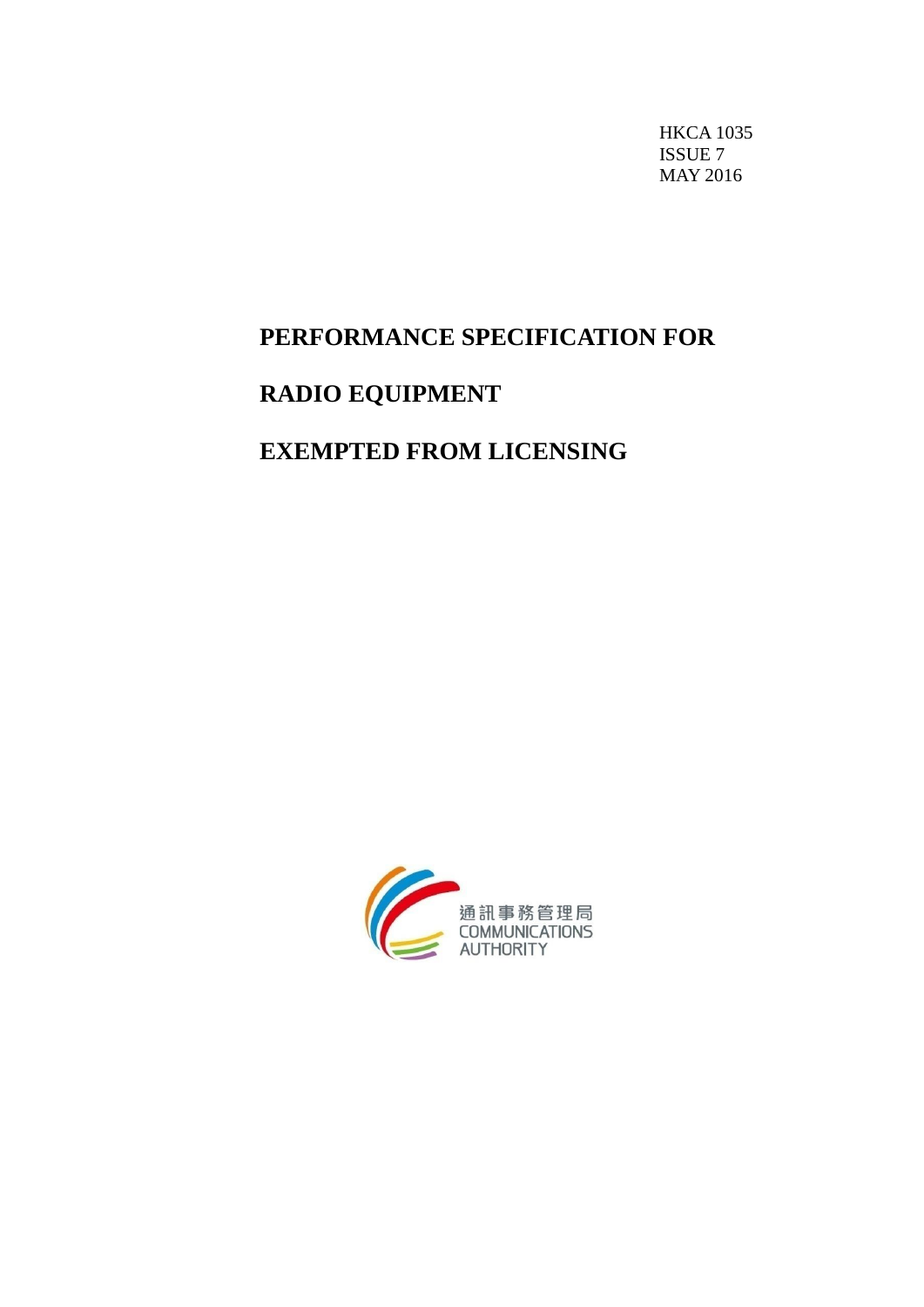HKCA 1035
ISSUE 7
MAY 2016

# PERFORMANCE SPECIFICATION FOR RADIO EQUIPMENT EXEMPTED FROM LICENSING

通訊事務管理局
COMMUNICATIONS AUTHORITY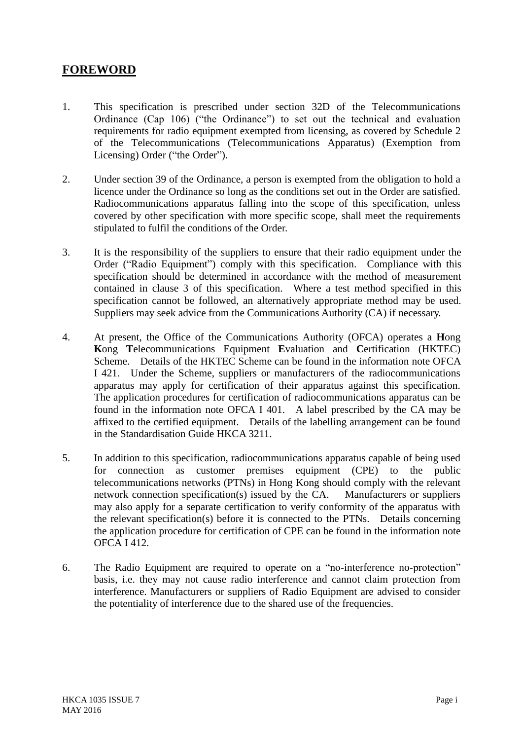## FOREWORD

1. This specification is prescribed under section 32D of the Telecommunications Ordinance (Cap 106) ("the Ordinance") to set out the technical and evaluation requirements for radio equipment exempted from licensing, as covered by Schedule 2 of the Telecommunications (Telecommunications Apparatus) (Exemption from Licensing) Order ("the Order").

2. Under section 39 of the Ordinance, a person is exempted from the obligation to hold a licence under the Ordinance so long as the conditions set out in the Order are satisfied. Radiocommunications apparatus falling into the scope of this specification, unless covered by other specification with more specific scope, shall meet the requirements stipulated to fulfil the conditions of the Order.

3. It is the responsibility of the suppliers to ensure that their radio equipment under the Order ("Radio Equipment") comply with this specification. Compliance with this specification should be determined in accordance with the method of measurement contained in clause 3 of this specification. Where a test method specified in this specification cannot be followed, an alternatively appropriate method may be used. Suppliers may seek advice from the Communications Authority (CA) if necessary.

4. At present, the Office of the Communications Authority (OFCA) operates a **H**ong **K**ong **T**elecommunications Equipment **E**valuation and **C**ertification (HKTEC) Scheme. Details of the HKTEC Scheme can be found in the information note OFCA I 421. Under the Scheme, suppliers or manufacturers of the radiocommunications apparatus may apply for certification of their apparatus against this specification. The application procedures for certification of radiocommunications apparatus can be found in the information note OFCA I 401. A label prescribed by the CA may be affixed to the certified equipment. Details of the labelling arrangement can be found in the Standardisation Guide HKCA 3211.

5. In addition to this specification, radiocommunications apparatus capable of being used for connection as customer premises equipment (CPE) to the public telecommunications networks (PTNs) in Hong Kong should comply with the relevant network connection specification(s) issued by the CA. Manufacturers or suppliers may also apply for a separate certification to verify conformity of the apparatus with the relevant specification(s) before it is connected to the PTNs. Details concerning the application procedure for certification of CPE can be found in the information note OFCA I 412.

6. The Radio Equipment are required to operate on a "no-interference no-protection" basis, i.e. they may not cause radio interference and cannot claim protection from interference. Manufacturers or suppliers of Radio Equipment are advised to consider the potentiality of interference due to the shared use of the frequencies.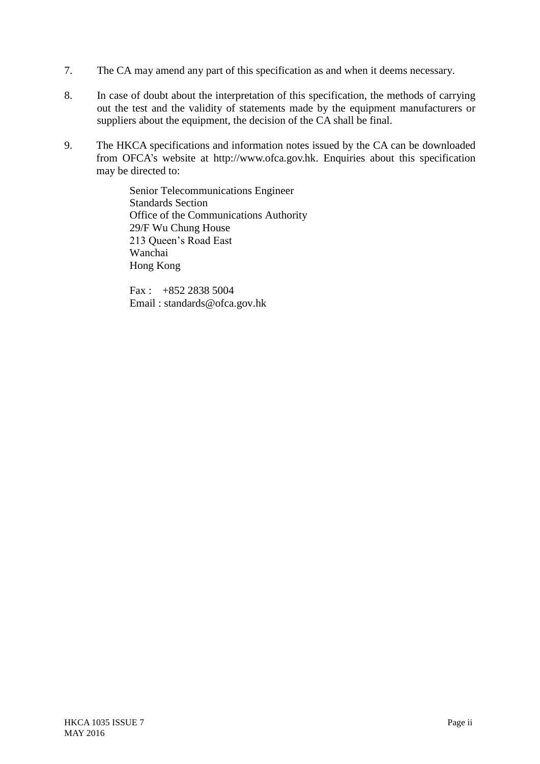7. The CA may amend any part of this specification as and when it deems necessary.

8. In case of doubt about the interpretation of this specification, the methods of carrying out the test and the validity of statements made by the equipment manufacturers or suppliers about the equipment, the decision of the CA shall be final.

9. The HKCA specifications and information notes issued by the CA can be downloaded from OFCA's website at http://www.ofca.gov.hk. Enquiries about this specification may be directed to:

   Senior Telecommunications Engineer
   Standards Section
   Office of the Communications Authority
   29/F Wu Chung House
   213 Queen's Road East
   Wanchai
   Hong Kong

   Fax : +852 2838 5004
   Email : standards@ofca.gov.hk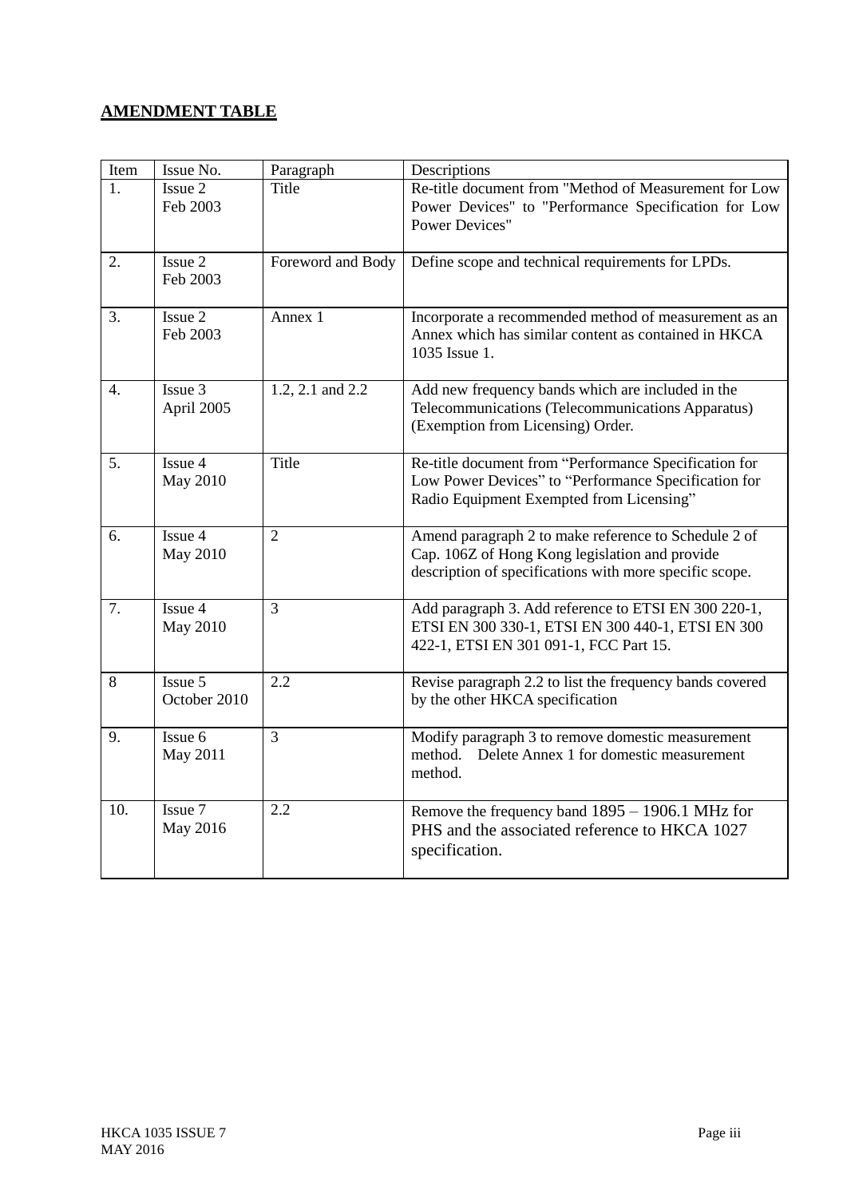## **AMENDMENT TABLE**

| Item | Issue No. | Paragraph | Descriptions |
|---|---|---|---|
| 1. | Issue 2<br>Feb 2003 | Title | Re-title document from "Method of Measurement for Low Power Devices" to "Performance Specification for Low Power Devices" |
| 2. | Issue 2<br>Feb 2003 | Foreword and Body | Define scope and technical requirements for LPDs. |
| 3. | Issue 2<br>Feb 2003 | Annex 1 | Incorporate a recommended method of measurement as an Annex which has similar content as contained in HKCA 1035 Issue 1. |
| 4. | Issue 3<br>April 2005 | 1.2, 2.1 and 2.2 | Add new frequency bands which are included in the Telecommunications (Telecommunications Apparatus) (Exemption from Licensing) Order. |
| 5. | Issue 4<br>May 2010 | Title | Re-title document from "Performance Specification for Low Power Devices" to "Performance Specification for Radio Equipment Exempted from Licensing" |
| 6. | Issue 4<br>May 2010 | 2 | Amend paragraph 2 to make reference to Schedule 2 of Cap. 106Z of Hong Kong legislation and provide description of specifications with more specific scope. |
| 7. | Issue 4<br>May 2010 | 3 | Add paragraph 3. Add reference to ETSI EN 300 220-1, ETSI EN 300 330-1, ETSI EN 300 440-1, ETSI EN 300 422-1, ETSI EN 301 091-1, FCC Part 15. |
| 8 | Issue 5<br>October 2010 | 2.2 | Revise paragraph 2.2 to list the frequency bands covered by the other HKCA specification |
| 9. | Issue 6<br>May 2011 | 3 | Modify paragraph 3 to remove domestic measurement method. Delete Annex 1 for domestic measurement method. |
| 10. | Issue 7<br>May 2016 | 2.2 | Remove the frequency band 1895 – 1906.1 MHz for PHS and the associated reference to HKCA 1027 specification. |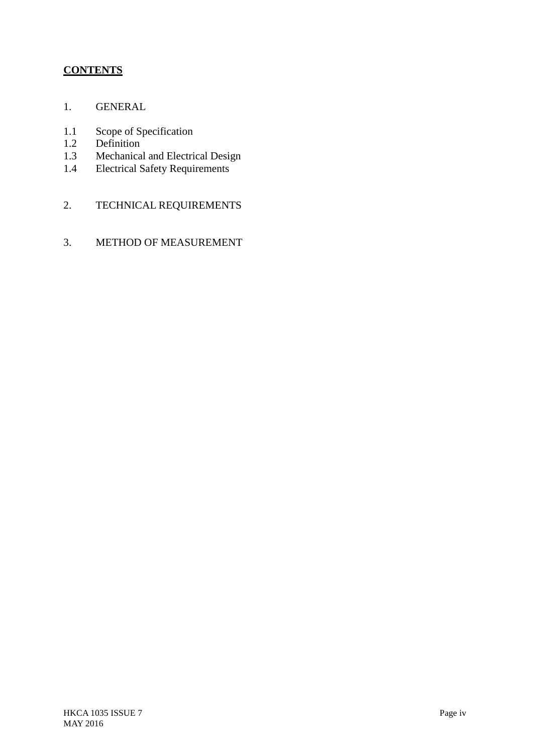**CONTENTS**

1. GENERAL

1.1 Scope of Specification
1.2 Definition
1.3 Mechanical and Electrical Design
1.4 Electrical Safety Requirements

2. TECHNICAL REQUIREMENTS

3. METHOD OF MEASUREMENT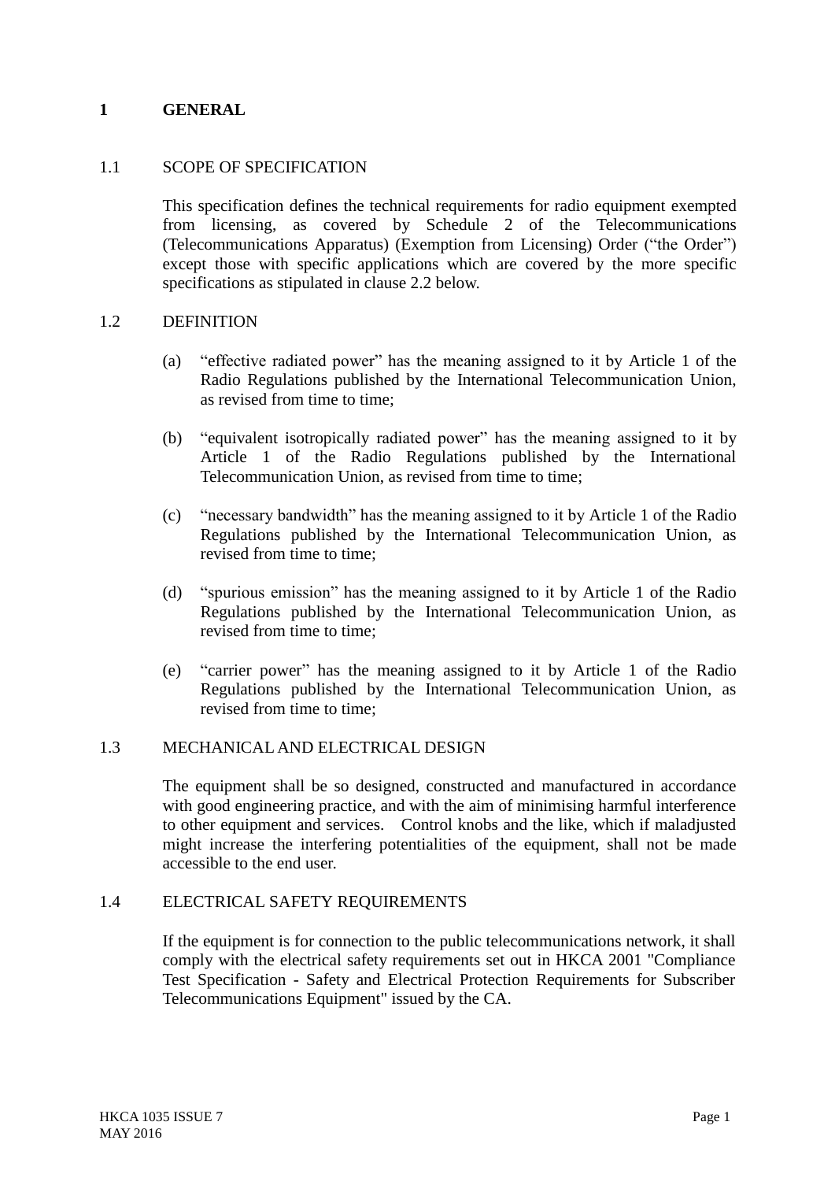# 1 GENERAL

## 1.1 SCOPE OF SPECIFICATION

This specification defines the technical requirements for radio equipment exempted from licensing, as covered by Schedule 2 of the Telecommunications (Telecommunications Apparatus) (Exemption from Licensing) Order ("the Order") except those with specific applications which are covered by the more specific specifications as stipulated in clause 2.2 below.

## 1.2 DEFINITION

(a) "effective radiated power" has the meaning assigned to it by Article 1 of the Radio Regulations published by the International Telecommunication Union, as revised from time to time;

(b) "equivalent isotropically radiated power" has the meaning assigned to it by Article 1 of the Radio Regulations published by the International Telecommunication Union, as revised from time to time;

(c) "necessary bandwidth" has the meaning assigned to it by Article 1 of the Radio Regulations published by the International Telecommunication Union, as revised from time to time;

(d) "spurious emission" has the meaning assigned to it by Article 1 of the Radio Regulations published by the International Telecommunication Union, as revised from time to time;

(e) "carrier power" has the meaning assigned to it by Article 1 of the Radio Regulations published by the International Telecommunication Union, as revised from time to time;

## 1.3 MECHANICAL AND ELECTRICAL DESIGN

The equipment shall be so designed, constructed and manufactured in accordance with good engineering practice, and with the aim of minimising harmful interference to other equipment and services. Control knobs and the like, which if maladjusted might increase the interfering potentialities of the equipment, shall not be made accessible to the end user.

## 1.4 ELECTRICAL SAFETY REQUIREMENTS

If the equipment is for connection to the public telecommunications network, it shall comply with the electrical safety requirements set out in HKCA 2001 "Compliance Test Specification - Safety and Electrical Protection Requirements for Subscriber Telecommunications Equipment" issued by the CA.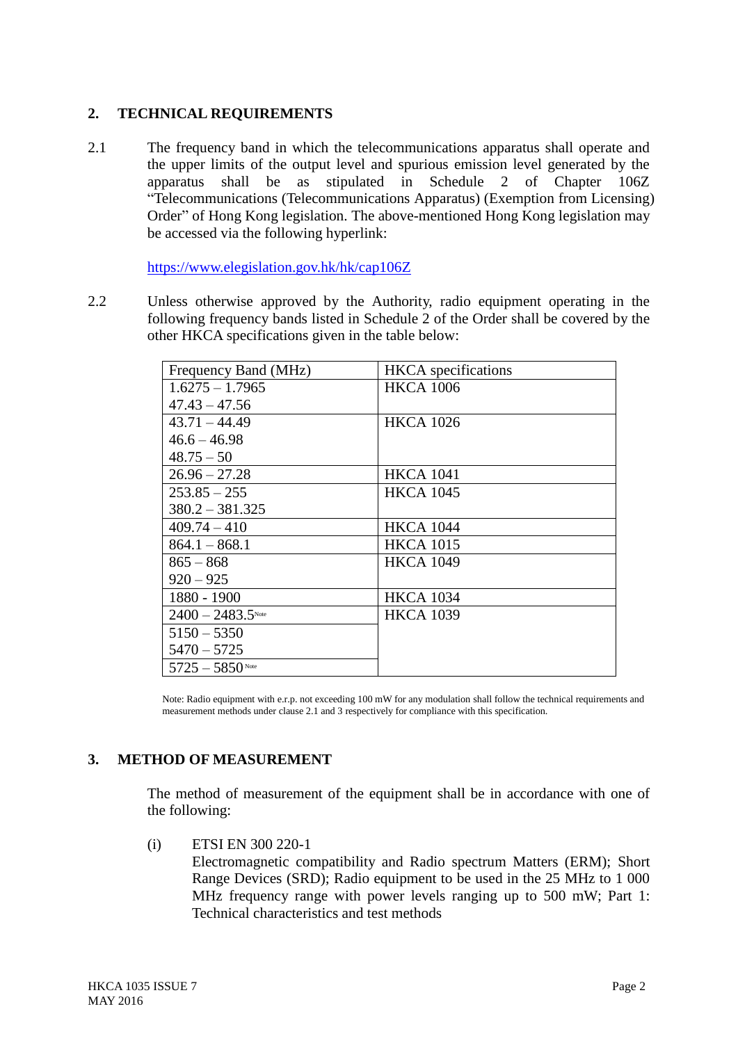## 2. TECHNICAL REQUIREMENTS

2.1 The frequency band in which the telecommunications apparatus shall operate and the upper limits of the output level and spurious emission level generated by the apparatus shall be as stipulated in Schedule 2 of Chapter 106Z "Telecommunications (Telecommunications Apparatus) (Exemption from Licensing) Order" of Hong Kong legislation. The above-mentioned Hong Kong legislation may be accessed via the following hyperlink:

https://www.elegislation.gov.hk/hk/cap106Z

2.2 Unless otherwise approved by the Authority, radio equipment operating in the following frequency bands listed in Schedule 2 of the Order shall be covered by the other HKCA specifications given in the table below:

| Frequency Band (MHz) | HKCA specifications |
|---|---|
| 1.6275 – 1.7965<br>47.43 – 47.56 | HKCA 1006 |
| 43.71 – 44.49<br>46.6 – 46.98<br>48.75 – 50 | HKCA 1026 |
| 26.96 – 27.28 | HKCA 1041 |
| 253.85 – 255<br>380.2 – 381.325 | HKCA 1045 |
| 409.74 – 410 | HKCA 1044 |
| 864.1 – 868.1 | HKCA 1015 |
| 865 – 868<br>920 – 925 | HKCA 1049 |
| 1880 - 1900 | HKCA 1034 |
| 2400 – 2483.5 [Note] | HKCA 1039 |
| 5150 – 5350<br>5470 – 5725 | |
| 5725 – 5850 [Note] | |

Note: Radio equipment with e.r.p. not exceeding 100 mW for any modulation shall follow the technical requirements and measurement methods under clause 2.1 and 3 respectively for compliance with this specification.

## 3. METHOD OF MEASUREMENT

The method of measurement of the equipment shall be in accordance with one of the following:

(i) ETSI EN 300 220-1
Electromagnetic compatibility and Radio spectrum Matters (ERM); Short Range Devices (SRD); Radio equipment to be used in the 25 MHz to 1 000 MHz frequency range with power levels ranging up to 500 mW; Part 1: Technical characteristics and test methods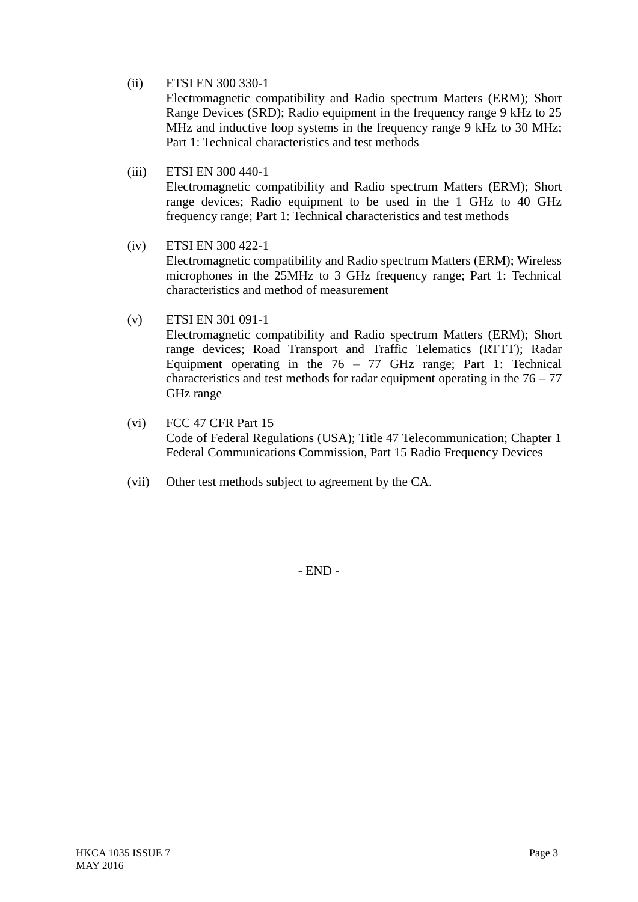(ii) ETSI EN 300 330-1
Electromagnetic compatibility and Radio spectrum Matters (ERM); Short Range Devices (SRD); Radio equipment in the frequency range 9 kHz to 25 MHz and inductive loop systems in the frequency range 9 kHz to 30 MHz; Part 1: Technical characteristics and test methods

(iii) ETSI EN 300 440-1
Electromagnetic compatibility and Radio spectrum Matters (ERM); Short range devices; Radio equipment to be used in the 1 GHz to 40 GHz frequency range; Part 1: Technical characteristics and test methods

(iv) ETSI EN 300 422-1
Electromagnetic compatibility and Radio spectrum Matters (ERM); Wireless microphones in the 25MHz to 3 GHz frequency range; Part 1: Technical characteristics and method of measurement

(v) ETSI EN 301 091-1
Electromagnetic compatibility and Radio spectrum Matters (ERM); Short range devices; Road Transport and Traffic Telematics (RTTT); Radar Equipment operating in the 76 – 77 GHz range; Part 1: Technical characteristics and test methods for radar equipment operating in the 76 – 77 GHz range

(vi) FCC 47 CFR Part 15
Code of Federal Regulations (USA); Title 47 Telecommunication; Chapter 1 Federal Communications Commission, Part 15 Radio Frequency Devices

(vii) Other test methods subject to agreement by the CA.

- END -